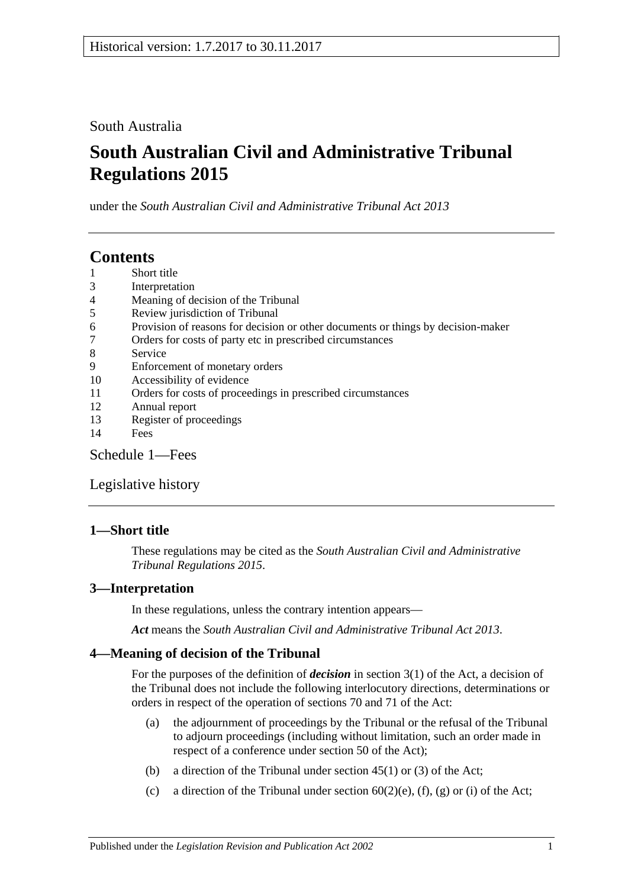Historical version: 1.7.2017 to 30.11.2017

South Australia

# South Australian Civil and Administrative Tribunal Regulations 2015

under the *South Australian Civil and Administrative Tribunal Act 2013*

## Contents

1 Short title
3 Interpretation
4 Meaning of decision of the Tribunal
5 Review jurisdiction of Tribunal
6 Provision of reasons for decision or other documents or things by decision-maker
7 Orders for costs of party etc in prescribed circumstances
8 Service
9 Enforcement of monetary orders
10 Accessibility of evidence
11 Orders for costs of proceedings in prescribed circumstances
12 Annual report
13 Register of proceedings
14 Fees

Schedule 1—Fees

Legislative history

### 1—Short title

These regulations may be cited as the *South Australian Civil and Administrative Tribunal Regulations 2015*.

### 3—Interpretation

In these regulations, unless the contrary intention appears—

***Act*** means the *South Australian Civil and Administrative Tribunal Act 2013*.

### 4—Meaning of decision of the Tribunal

For the purposes of the definition of ***decision*** in section 3(1) of the Act, a decision of the Tribunal does not include the following interlocutory directions, determinations or orders in respect of the operation of sections 70 and 71 of the Act:

(a) the adjournment of proceedings by the Tribunal or the refusal of the Tribunal to adjourn proceedings (including without limitation, such an order made in respect of a conference under section 50 of the Act);

(b) a direction of the Tribunal under section 45(1) or (3) of the Act;

(c) a direction of the Tribunal under section 60(2)(e), (f), (g) or (i) of the Act;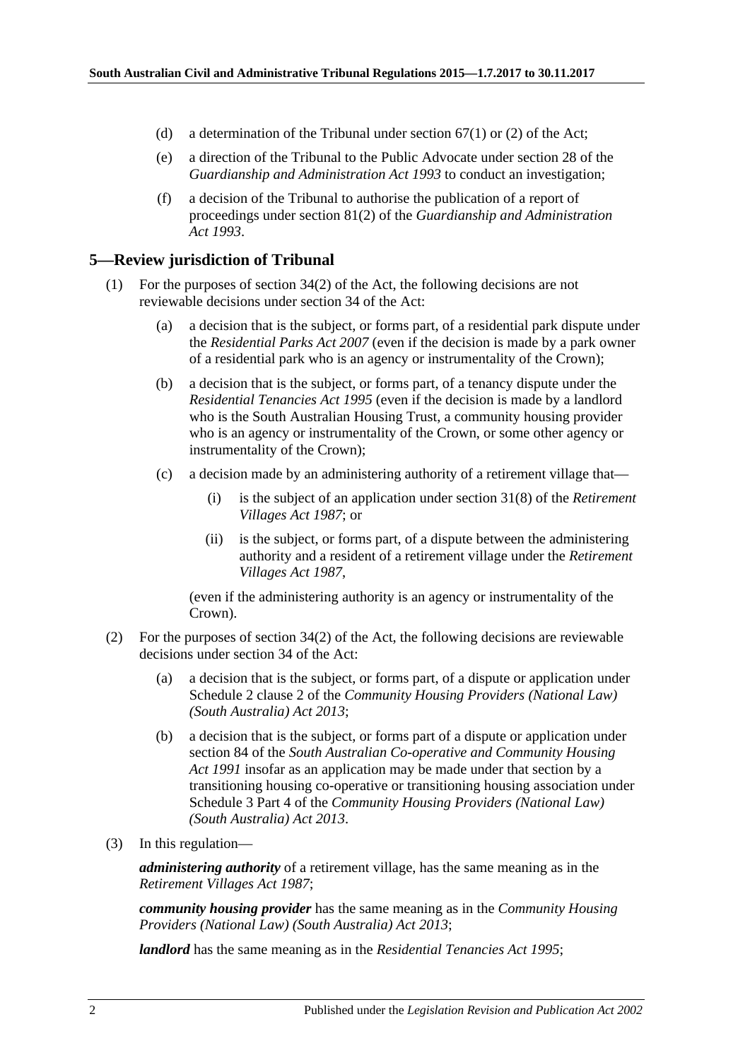(d) a determination of the Tribunal under section 67(1) or (2) of the Act;

(e) a direction of the Tribunal to the Public Advocate under section 28 of the *Guardianship and Administration Act 1993* to conduct an investigation;

(f) a decision of the Tribunal to authorise the publication of a report of proceedings under section 81(2) of the *Guardianship and Administration Act 1993*.

## 5—Review jurisdiction of Tribunal

(1) For the purposes of section 34(2) of the Act, the following decisions are not reviewable decisions under section 34 of the Act:

(a) a decision that is the subject, or forms part, of a residential park dispute under the *Residential Parks Act 2007* (even if the decision is made by a park owner of a residential park who is an agency or instrumentality of the Crown);

(b) a decision that is the subject, or forms part, of a tenancy dispute under the *Residential Tenancies Act 1995* (even if the decision is made by a landlord who is the South Australian Housing Trust, a community housing provider who is an agency or instrumentality of the Crown, or some other agency or instrumentality of the Crown);

(c) a decision made by an administering authority of a retirement village that—

(i) is the subject of an application under section 31(8) of the *Retirement Villages Act 1987*; or

(ii) is the subject, or forms part, of a dispute between the administering authority and a resident of a retirement village under the *Retirement Villages Act 1987*,

(even if the administering authority is an agency or instrumentality of the Crown).

(2) For the purposes of section 34(2) of the Act, the following decisions are reviewable decisions under section 34 of the Act:

(a) a decision that is the subject, or forms part, of a dispute or application under Schedule 2 clause 2 of the *Community Housing Providers (National Law) (South Australia) Act 2013*;

(b) a decision that is the subject, or forms part of a dispute or application under section 84 of the *South Australian Co-operative and Community Housing Act 1991* insofar as an application may be made under that section by a transitioning housing co-operative or transitioning housing association under Schedule 3 Part 4 of the *Community Housing Providers (National Law) (South Australia) Act 2013*.

(3) In this regulation—

***administering authority*** of a retirement village, has the same meaning as in the *Retirement Villages Act 1987*;

***community housing provider*** has the same meaning as in the *Community Housing Providers (National Law) (South Australia) Act 2013*;

***landlord*** has the same meaning as in the *Residential Tenancies Act 1995*;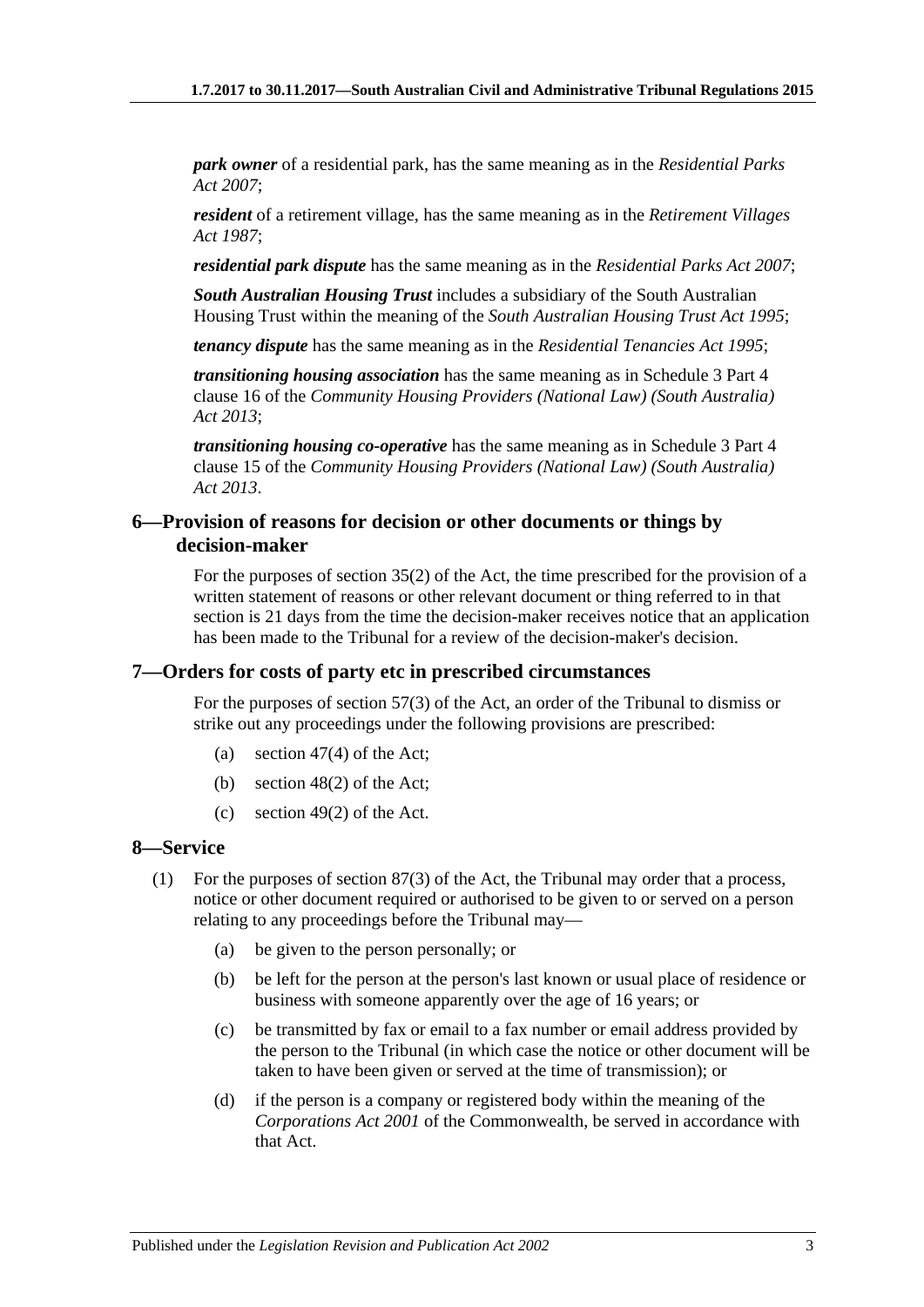***park owner*** of a residential park, has the same meaning as in the *Residential Parks Act 2007*;

***resident*** of a retirement village, has the same meaning as in the *Retirement Villages Act 1987*;

***residential park dispute*** has the same meaning as in the *Residential Parks Act 2007*;

***South Australian Housing Trust*** includes a subsidiary of the South Australian Housing Trust within the meaning of the *South Australian Housing Trust Act 1995*;

***tenancy dispute*** has the same meaning as in the *Residential Tenancies Act 1995*;

***transitioning housing association*** has the same meaning as in Schedule 3 Part 4 clause 16 of the *Community Housing Providers (National Law) (South Australia) Act 2013*;

***transitioning housing co-operative*** has the same meaning as in Schedule 3 Part 4 clause 15 of the *Community Housing Providers (National Law) (South Australia) Act 2013*.

## 6—Provision of reasons for decision or other documents or things by decision-maker

For the purposes of section 35(2) of the Act, the time prescribed for the provision of a written statement of reasons or other relevant document or thing referred to in that section is 21 days from the time the decision-maker receives notice that an application has been made to the Tribunal for a review of the decision-maker's decision.

## 7—Orders for costs of party etc in prescribed circumstances

For the purposes of section 57(3) of the Act, an order of the Tribunal to dismiss or strike out any proceedings under the following provisions are prescribed:

(a) section 47(4) of the Act;

(b) section 48(2) of the Act;

(c) section 49(2) of the Act.

## 8—Service

(1) For the purposes of section 87(3) of the Act, the Tribunal may order that a process, notice or other document required or authorised to be given to or served on a person relating to any proceedings before the Tribunal may—

(a) be given to the person personally; or

(b) be left for the person at the person's last known or usual place of residence or business with someone apparently over the age of 16 years; or

(c) be transmitted by fax or email to a fax number or email address provided by the person to the Tribunal (in which case the notice or other document will be taken to have been given or served at the time of transmission); or

(d) if the person is a company or registered body within the meaning of the *Corporations Act 2001* of the Commonwealth, be served in accordance with that Act.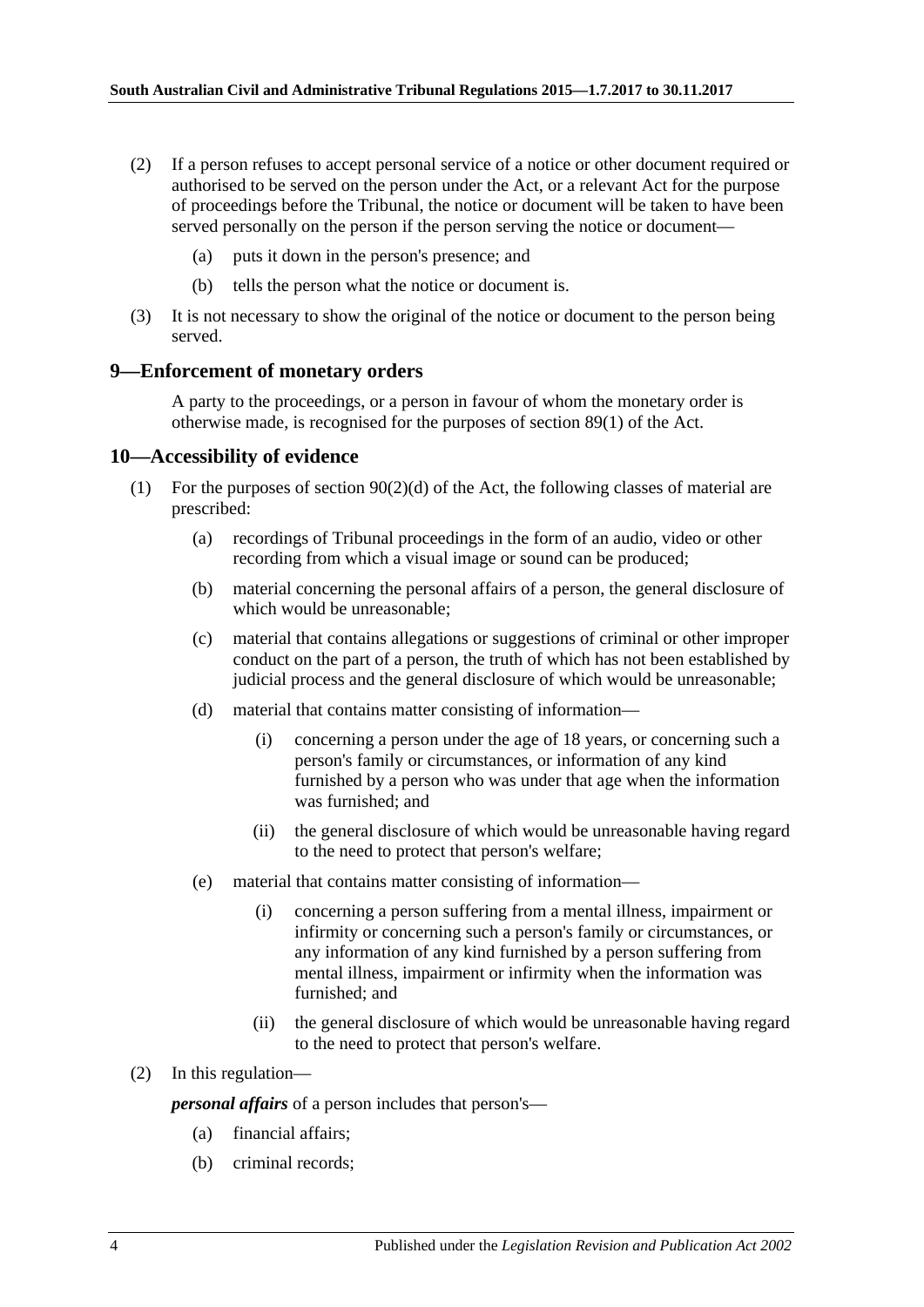(2) If a person refuses to accept personal service of a notice or other document required or authorised to be served on the person under the Act, or a relevant Act for the purpose of proceedings before the Tribunal, the notice or document will be taken to have been served personally on the person if the person serving the notice or document—

(a) puts it down in the person's presence; and

(b) tells the person what the notice or document is.

(3) It is not necessary to show the original of the notice or document to the person being served.

## 9—Enforcement of monetary orders

A party to the proceedings, or a person in favour of whom the monetary order is otherwise made, is recognised for the purposes of section 89(1) of the Act.

## 10—Accessibility of evidence

(1) For the purposes of section 90(2)(d) of the Act, the following classes of material are prescribed:

(a) recordings of Tribunal proceedings in the form of an audio, video or other recording from which a visual image or sound can be produced;

(b) material concerning the personal affairs of a person, the general disclosure of which would be unreasonable;

(c) material that contains allegations or suggestions of criminal or other improper conduct on the part of a person, the truth of which has not been established by judicial process and the general disclosure of which would be unreasonable;

(d) material that contains matter consisting of information—

(i) concerning a person under the age of 18 years, or concerning such a person's family or circumstances, or information of any kind furnished by a person who was under that age when the information was furnished; and

(ii) the general disclosure of which would be unreasonable having regard to the need to protect that person's welfare;

(e) material that contains matter consisting of information—

(i) concerning a person suffering from a mental illness, impairment or infirmity or concerning such a person's family or circumstances, or any information of any kind furnished by a person suffering from mental illness, impairment or infirmity when the information was furnished; and

(ii) the general disclosure of which would be unreasonable having regard to the need to protect that person's welfare.

(2) In this regulation—

***personal affairs*** of a person includes that person's—

(a) financial affairs;

(b) criminal records;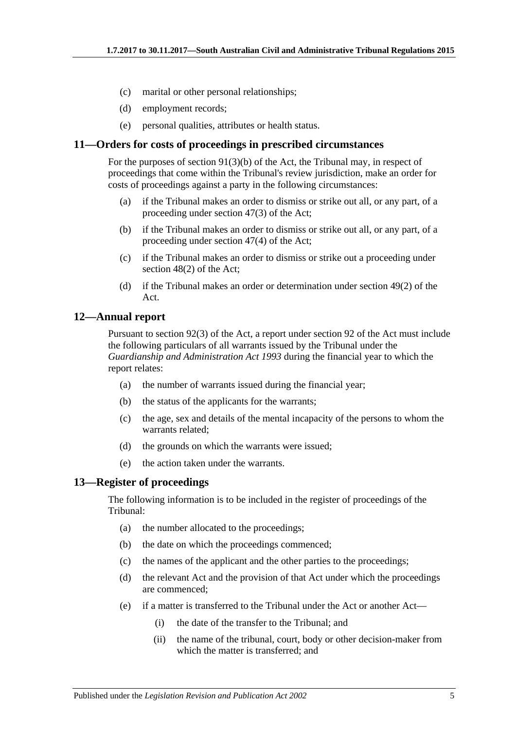(c) marital or other personal relationships;

(d) employment records;

(e) personal qualities, attributes or health status.

## 11—Orders for costs of proceedings in prescribed circumstances

For the purposes of section 91(3)(b) of the Act, the Tribunal may, in respect of proceedings that come within the Tribunal's review jurisdiction, make an order for costs of proceedings against a party in the following circumstances:

(a) if the Tribunal makes an order to dismiss or strike out all, or any part, of a proceeding under section 47(3) of the Act;

(b) if the Tribunal makes an order to dismiss or strike out all, or any part, of a proceeding under section 47(4) of the Act;

(c) if the Tribunal makes an order to dismiss or strike out a proceeding under section 48(2) of the Act;

(d) if the Tribunal makes an order or determination under section 49(2) of the Act.

## 12—Annual report

Pursuant to section 92(3) of the Act, a report under section 92 of the Act must include the following particulars of all warrants issued by the Tribunal under the *Guardianship and Administration Act 1993* during the financial year to which the report relates:

(a) the number of warrants issued during the financial year;

(b) the status of the applicants for the warrants;

(c) the age, sex and details of the mental incapacity of the persons to whom the warrants related;

(d) the grounds on which the warrants were issued;

(e) the action taken under the warrants.

## 13—Register of proceedings

The following information is to be included in the register of proceedings of the Tribunal:

(a) the number allocated to the proceedings;

(b) the date on which the proceedings commenced;

(c) the names of the applicant and the other parties to the proceedings;

(d) the relevant Act and the provision of that Act under which the proceedings are commenced;

(e) if a matter is transferred to the Tribunal under the Act or another Act—

(i) the date of the transfer to the Tribunal; and

(ii) the name of the tribunal, court, body or other decision-maker from which the matter is transferred; and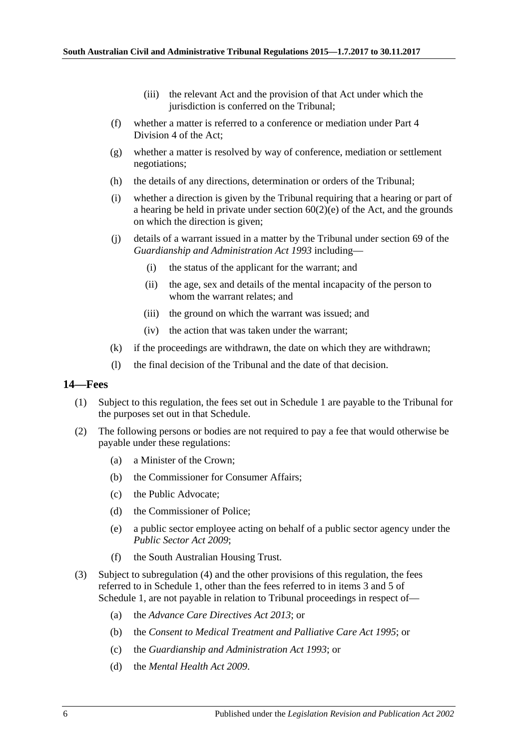(iii) the relevant Act and the provision of that Act under which the jurisdiction is conferred on the Tribunal;

(f) whether a matter is referred to a conference or mediation under Part 4 Division 4 of the Act;

(g) whether a matter is resolved by way of conference, mediation or settlement negotiations;

(h) the details of any directions, determination or orders of the Tribunal;

(i) whether a direction is given by the Tribunal requiring that a hearing or part of a hearing be held in private under section 60(2)(e) of the Act, and the grounds on which the direction is given;

(j) details of a warrant issued in a matter by the Tribunal under section 69 of the *Guardianship and Administration Act 1993* including—

(i) the status of the applicant for the warrant; and

(ii) the age, sex and details of the mental incapacity of the person to whom the warrant relates; and

(iii) the ground on which the warrant was issued; and

(iv) the action that was taken under the warrant;

(k) if the proceedings are withdrawn, the date on which they are withdrawn;

(l) the final decision of the Tribunal and the date of that decision.

## 14—Fees

(1) Subject to this regulation, the fees set out in Schedule 1 are payable to the Tribunal for the purposes set out in that Schedule.

(2) The following persons or bodies are not required to pay a fee that would otherwise be payable under these regulations:

(a) a Minister of the Crown;

(b) the Commissioner for Consumer Affairs;

(c) the Public Advocate;

(d) the Commissioner of Police;

(e) a public sector employee acting on behalf of a public sector agency under the *Public Sector Act 2009*;

(f) the South Australian Housing Trust.

(3) Subject to subregulation (4) and the other provisions of this regulation, the fees referred to in Schedule 1, other than the fees referred to in items 3 and 5 of Schedule 1, are not payable in relation to Tribunal proceedings in respect of—

(a) the *Advance Care Directives Act 2013*; or

(b) the *Consent to Medical Treatment and Palliative Care Act 1995*; or

(c) the *Guardianship and Administration Act 1993*; or

(d) the *Mental Health Act 2009*.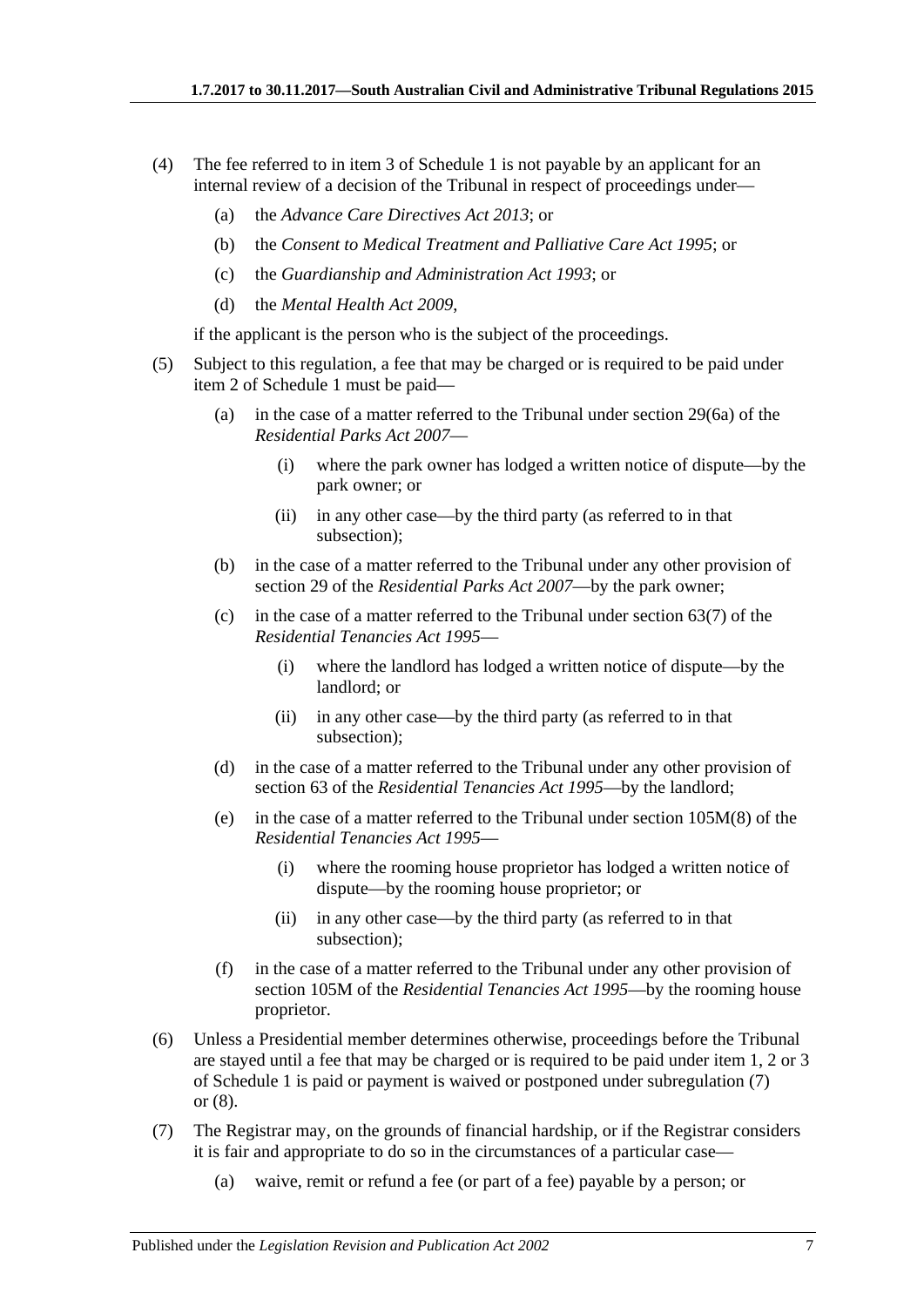(4) The fee referred to in item 3 of Schedule 1 is not payable by an applicant for an internal review of a decision of the Tribunal in respect of proceedings under—

  (a) the *Advance Care Directives Act 2013*; or

  (b) the *Consent to Medical Treatment and Palliative Care Act 1995*; or

  (c) the *Guardianship and Administration Act 1993*; or

  (d) the *Mental Health Act 2009*,

if the applicant is the person who is the subject of the proceedings.

(5) Subject to this regulation, a fee that may be charged or is required to be paid under item 2 of Schedule 1 must be paid—

  (a) in the case of a matter referred to the Tribunal under section 29(6a) of the *Residential Parks Act 2007*—

    (i) where the park owner has lodged a written notice of dispute—by the park owner; or

    (ii) in any other case—by the third party (as referred to in that subsection);

  (b) in the case of a matter referred to the Tribunal under any other provision of section 29 of the *Residential Parks Act 2007*—by the park owner;

  (c) in the case of a matter referred to the Tribunal under section 63(7) of the *Residential Tenancies Act 1995*—

    (i) where the landlord has lodged a written notice of dispute—by the landlord; or

    (ii) in any other case—by the third party (as referred to in that subsection);

  (d) in the case of a matter referred to the Tribunal under any other provision of section 63 of the *Residential Tenancies Act 1995*—by the landlord;

  (e) in the case of a matter referred to the Tribunal under section 105M(8) of the *Residential Tenancies Act 1995*—

    (i) where the rooming house proprietor has lodged a written notice of dispute—by the rooming house proprietor; or

    (ii) in any other case—by the third party (as referred to in that subsection);

  (f) in the case of a matter referred to the Tribunal under any other provision of section 105M of the *Residential Tenancies Act 1995*—by the rooming house proprietor.

(6) Unless a Presidential member determines otherwise, proceedings before the Tribunal are stayed until a fee that may be charged or is required to be paid under item 1, 2 or 3 of Schedule 1 is paid or payment is waived or postponed under subregulation (7) or (8).

(7) The Registrar may, on the grounds of financial hardship, or if the Registrar considers it is fair and appropriate to do so in the circumstances of a particular case—

  (a) waive, remit or refund a fee (or part of a fee) payable by a person; or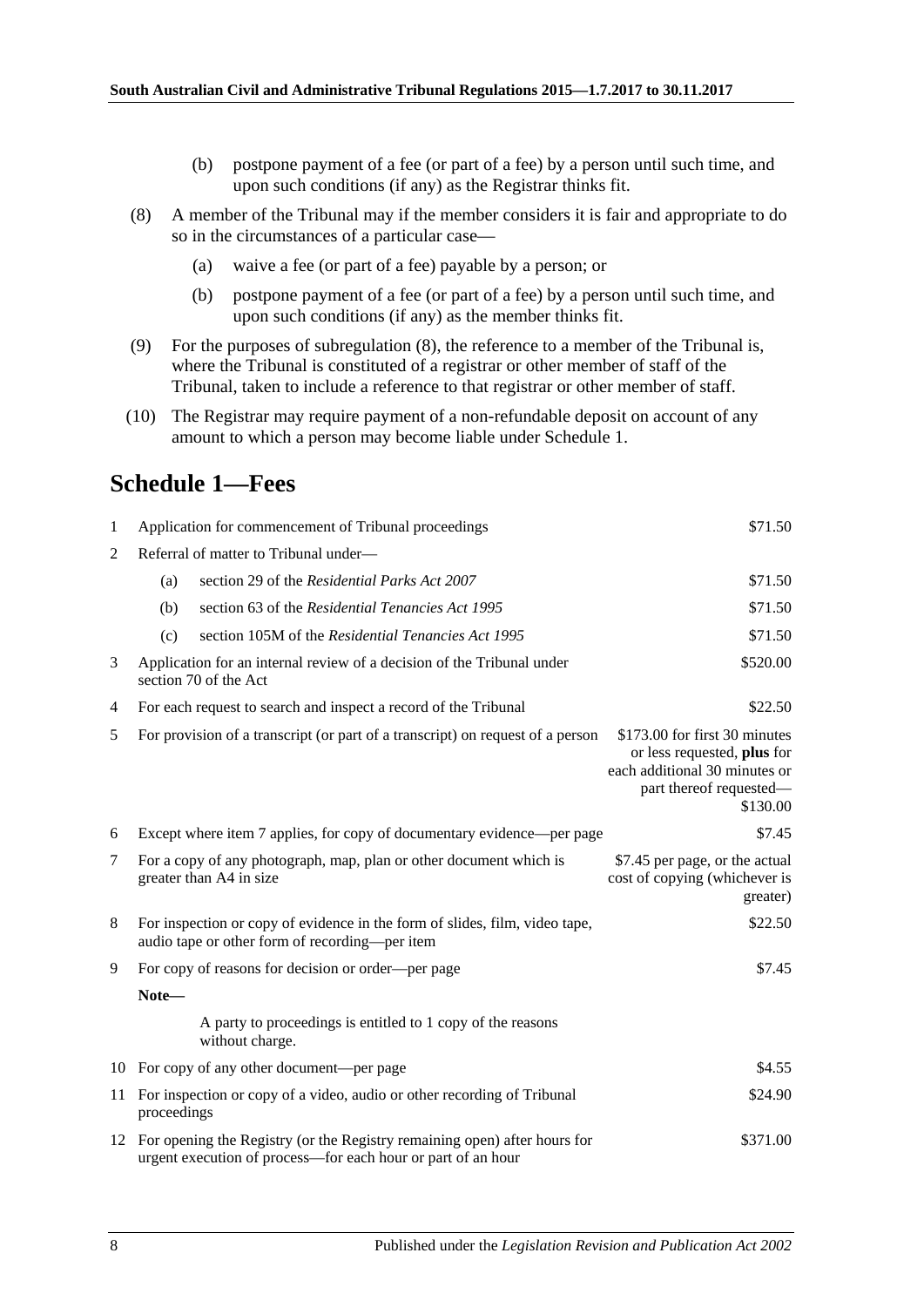(b) postpone payment of a fee (or part of a fee) by a person until such time, and upon such conditions (if any) as the Registrar thinks fit.

(8) A member of the Tribunal may if the member considers it is fair and appropriate to do so in the circumstances of a particular case—

(a) waive a fee (or part of a fee) payable by a person; or

(b) postpone payment of a fee (or part of a fee) by a person until such time, and upon such conditions (if any) as the member thinks fit.

(9) For the purposes of subregulation (8), the reference to a member of the Tribunal is, where the Tribunal is constituted of a registrar or other member of staff of the Tribunal, taken to include a reference to that registrar or other member of staff.

(10) The Registrar may require payment of a non-refundable deposit on account of any amount to which a person may become liable under Schedule 1.

## Schedule 1—Fees

| | | |
|---|---|---|
| 1 | Application for commencement of Tribunal proceedings | $71.50 |
| 2 | Referral of matter to Tribunal under— | |
| | (a) section 29 of the *Residential Parks Act 2007* | $71.50 |
| | (b) section 63 of the *Residential Tenancies Act 1995* | $71.50 |
| | (c) section 105M of the *Residential Tenancies Act 1995* | $71.50 |
| 3 | Application for an internal review of a decision of the Tribunal under section 70 of the Act | $520.00 |
| 4 | For each request to search and inspect a record of the Tribunal | $22.50 |
| 5 | For provision of a transcript (or part of a transcript) on request of a person | $173.00 for first 30 minutes or less requested, **plus** for each additional 30 minutes or part thereof requested—$130.00 |
| 6 | Except where item 7 applies, for copy of documentary evidence—per page | $7.45 |
| 7 | For a copy of any photograph, map, plan or other document which is greater than A4 in size | $7.45 per page, or the actual cost of copying (whichever is greater) |
| 8 | For inspection or copy of evidence in the form of slides, film, video tape, audio tape or other form of recording—per item | $22.50 |
| 9 | For copy of reasons for decision or order—per page | $7.45 |
| | **Note—** A party to proceedings is entitled to 1 copy of the reasons without charge. | |
| 10 | For copy of any other document—per page | $4.55 |
| 11 | For inspection or copy of a video, audio or other recording of Tribunal proceedings | $24.90 |
| 12 | For opening the Registry (or the Registry remaining open) after hours for urgent execution of process—for each hour or part of an hour | $371.00 |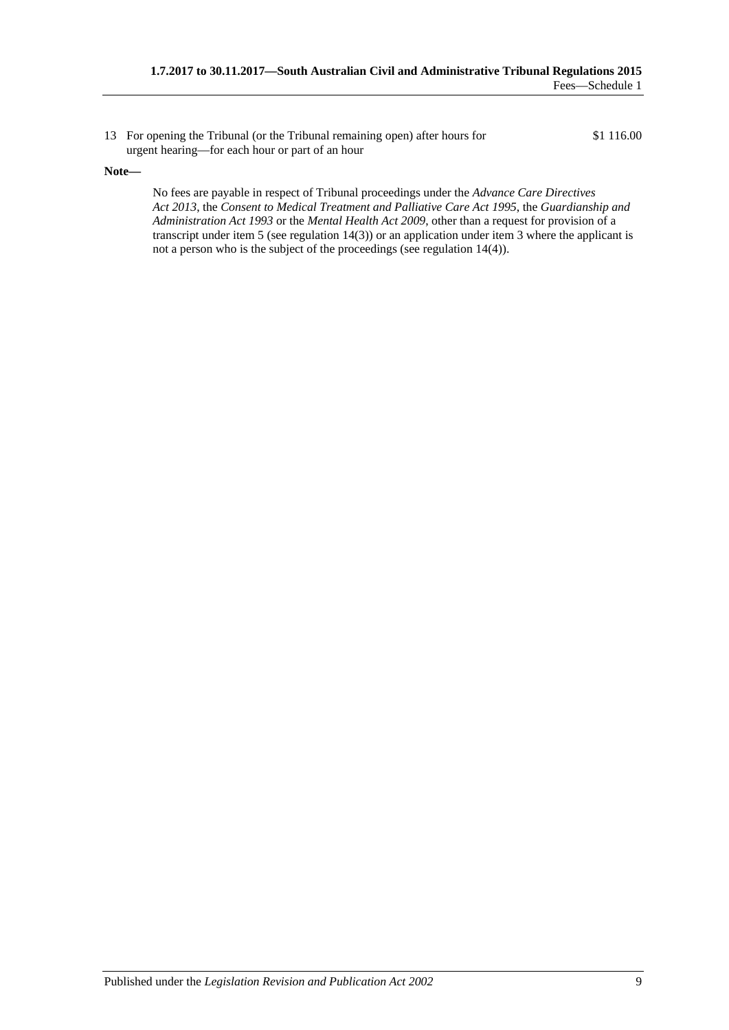| | | |
|---|---|---|
| 13 | For opening the Tribunal (or the Tribunal remaining open) after hours for urgent hearing—for each hour or part of an hour | $1 116.00 |

**Note—**

No fees are payable in respect of Tribunal proceedings under the *Advance Care Directives Act 2013*, the *Consent to Medical Treatment and Palliative Care Act 1995*, the *Guardianship and Administration Act 1993* or the *Mental Health Act 2009*, other than a request for provision of a transcript under item 5 (see regulation 14(3)) or an application under item 3 where the applicant is not a person who is the subject of the proceedings (see regulation 14(4)).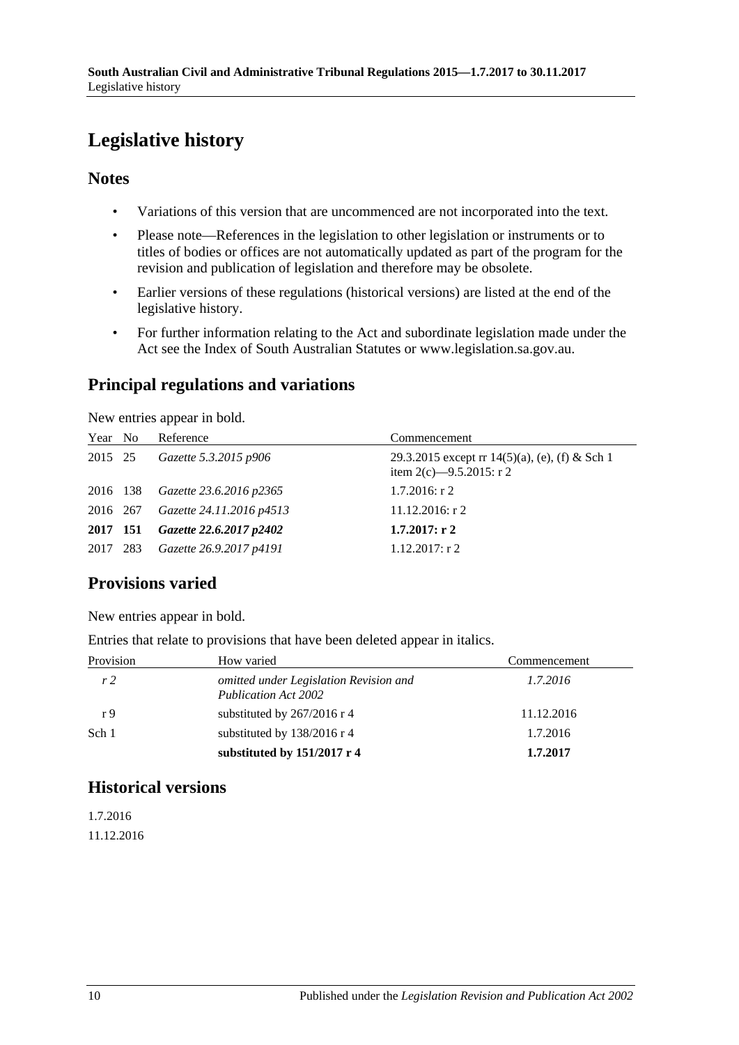# Legislative history

## Notes

- Variations of this version that are uncommenced are not incorporated into the text.
- Please note—References in the legislation to other legislation or instruments or to titles of bodies or offices are not automatically updated as part of the program for the revision and publication of legislation and therefore may be obsolete.
- Earlier versions of these regulations (historical versions) are listed at the end of the legislative history.
- For further information relating to the Act and subordinate legislation made under the Act see the Index of South Australian Statutes or www.legislation.sa.gov.au.

## Principal regulations and variations

New entries appear in bold.

| Year | No | Reference | Commencement |
|---|---|---|---|
| 2015 | 25 | *Gazette 5.3.2015 p906* | 29.3.2015 except rr 14(5)(a), (e), (f) & Sch 1 item 2(c)—9.5.2015: r 2 |
| 2016 | 138 | *Gazette 23.6.2016 p2365* | 1.7.2016: r 2 |
| 2016 | 267 | *Gazette 24.11.2016 p4513* | 11.12.2016: r 2 |
| **2017** | **151** | ***Gazette 22.6.2017 p2402*** | **1.7.2017: r 2** |
| 2017 | 283 | *Gazette 26.9.2017 p4191* | 1.12.2017: r 2 |

## Provisions varied

New entries appear in bold.

Entries that relate to provisions that have been deleted appear in italics.

| Provision | How varied | Commencement |
|---|---|---|
| *r 2* | *omitted under Legislation Revision and Publication Act 2002* | *1.7.2016* |
| r 9 | substituted by 267/2016 r 4 | 11.12.2016 |
| Sch 1 | substituted by 138/2016 r 4 | 1.7.2016 |
| | **substituted by 151/2017 r 4** | **1.7.2017** |

## Historical versions

1.7.2016

11.12.2016